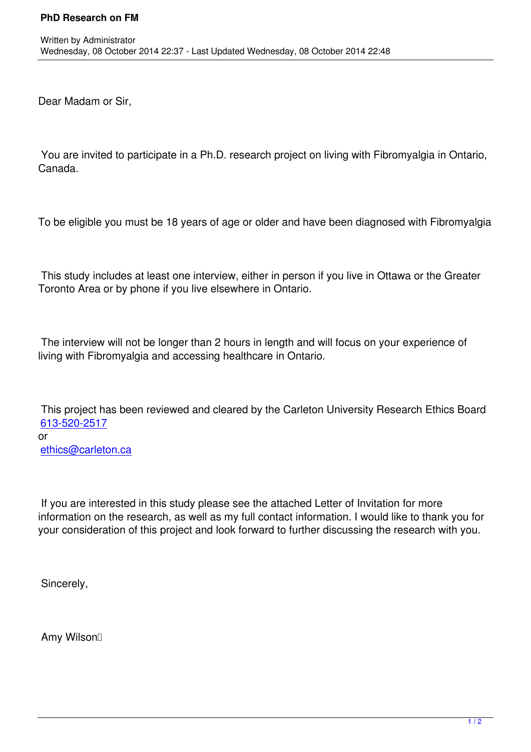Dear Madam or Sir,

You are invited to participate in a Ph.D. research project on living with Fibromyalgia in Ontario, Canada.

To be eligible you must be 18 years of age or older and have been diagnosed with Fibromyalgia

This study includes at least one interview, either in person if you live in Ottawa or the Greater Toronto Area or by phone if you live elsewhere in Ontario.

The interview will not be longer than 2 hours in length and will focus on your experience of living with Fibromyalgia and accessing healthcare in Ontario.

This project has been reviewed and cleared by the Carleton University Research Ethics Board 613-520-2517 or ethics@carleton.ca

If you are interested in this study please see the attached Letter of Invitation for more information on the research, as well as my full contact information. I would like to thank you for your consideration of this project and look forward to further discussing the research with you.

Sincerely,

Amy Wilson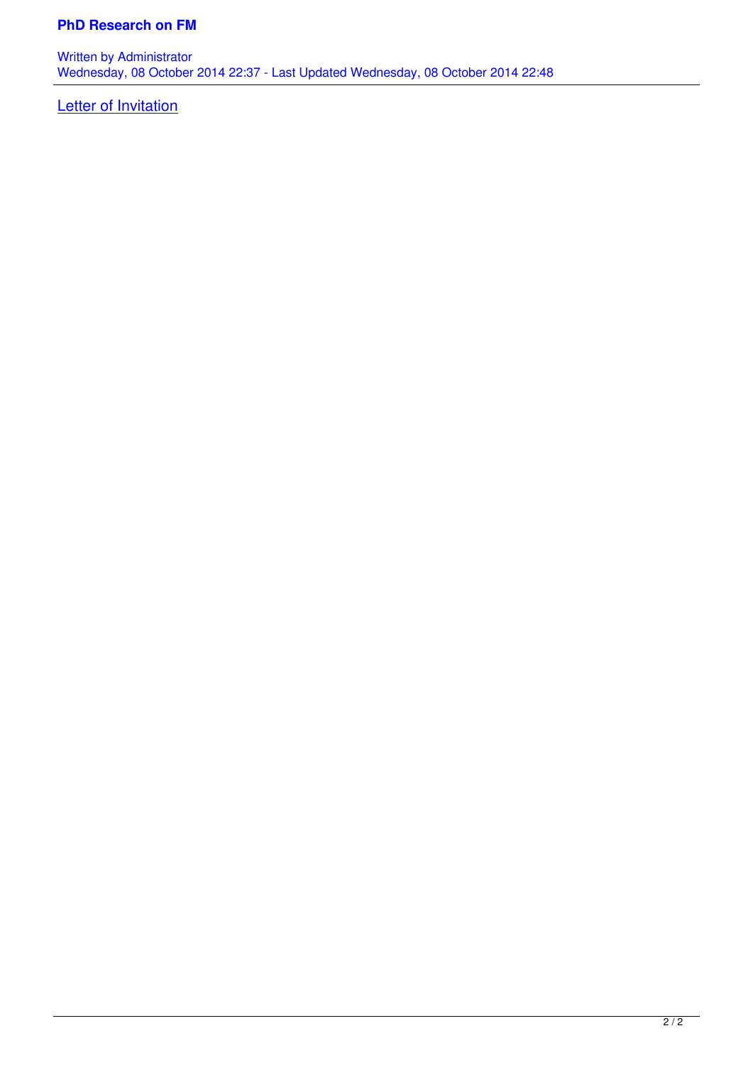[Letter of Invitation]